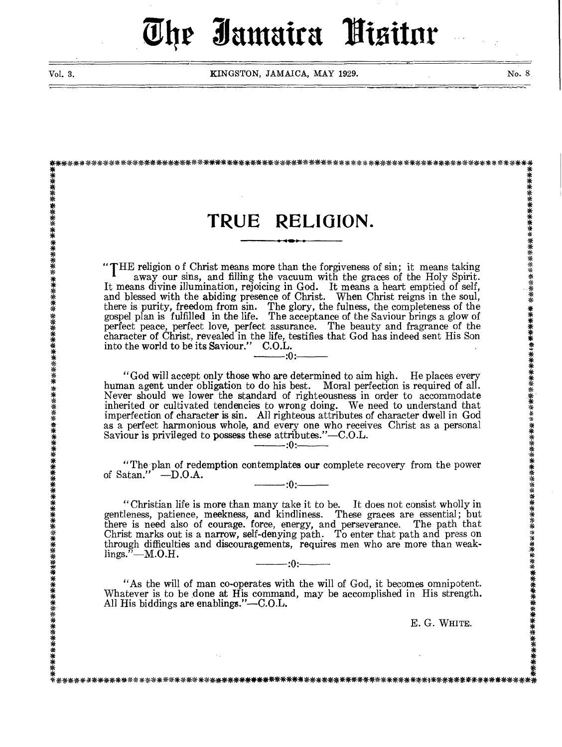# The Jamaica Visitor

Vol. 3. KINGSTON, JAMAICA, MAY 1929. No. 8

## TRUE RELIGION.

"THE religion of Christ means more than the forgiveness of sin; it means taking away our sins, and filling the vacuum with the graces of the Holy Spirit. It means divine illumination, rejoicing in God. It means a heart emptied of self, and blessed with the abiding presence of Christ. When Christ reigns in the soul, there is purity, freedom from sin. The glory, the fulness, the completeness of the gospel plan is fulfilled in the life. The acceptance of the Saviour brings a glow of perfect peace, perfect love, perfect assurance. The beauty and fragrance of the character of Christ, revealed in the life, testifies that God has indeed sent His Son into the world to be its Saviour." C.O.L.

———:0:———

"God will accept only those who are determined to aim high. He places every human agent under obligation to do his best. Moral perfection is required of all. Never should we lower the standard of righteousness in order to accommodate inherited or cultivated tendencies to wrong doing. We need to understand that imperfection of character is sin. All righteous attributes of character dwell in God as a perfect harmonious whole, and every one who receives Christ as a personal Saviour is privileged to possess these attributes."—C.O.L.

———:0:———

"The plan of redemption contemplates our complete recovery from the power of Satan." —D.O.A.

———:0:———

"Christian life is more than many take it to be. It does not consist wholly in gentleness, patience, meekness, and kindliness. These graces are essential; but there is need also of courage. force, energy, and perseverance. The path that Christ marks out is a narrow, self-denying path. To enter that path and press on through difficulties and discouragements, requires men who are more than weaklings."—M.O.H.

———:0:———

"As the will of man co-operates with the will of God, it becomes omnipotent. Whatever is to be done at His command, may be accomplished in His strength. All His biddings are enablings."—C.O.L.

E. G. WHITE.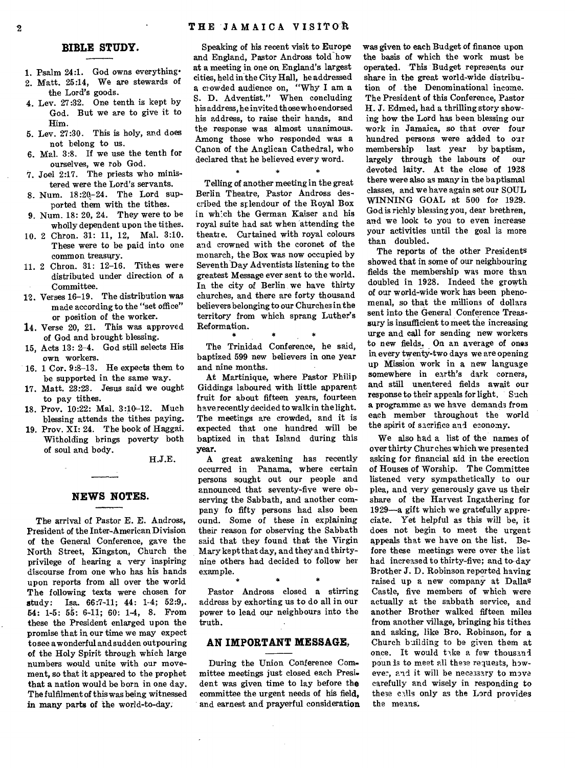## BIBLE STUDY.

1. Psalm 24:1. God owns everything.
2. Matt. 25:14, We are stewards of the Lord's goods.
4. Lev. 27:32. One tenth is kept by God. But we are to give it to Him.
5. Lev. 27:30. This is holy, and does not belong to us.
6. Mal. 3:8. If we use the tenth for ourselves, we rob God.
7. Joel 2:17. The priests who ministered were the Lord's servants.
8. Num. 18:20-24. The Lord supported them with the tithes.
9. Num. 18: 20, 24. They were to be wholly dependent upon the tithes.
10. 2 Chron. 31: 11, 12, Mal. 3:10. These were to be paid into one common treasury.
11. 2 Chron. 31: 12-16. Tithes were distributed under direction of a Committee.
12. Verses 16-19. The distribution was made according to the "set office" or position of the worker.
14. Verse 20, 21. This was approved of God and brought blessing.
15, Acts 13: 2-4. God still selects His own workers.
16. 1 Cor. 9:3-13. He expects them to be supported in the same way.
17. Matt. 23:23. Jesus said we ought to pay tithes.
18. Prov. 10:22: Mal. 3:10-12. Much blessing attends the tithes paying.
19. Prov. XI: 24. The book of Haggai. Witholding brings poverty both of soul and body.

H.J.E.

## NEWS NOTES.

The arrival of Pastor E. E. Andross, President of the Inter-American Division of the General Conference, gave the North Street, Kingston, Church the privilege of hearing a very inspiring discourse from one who has his hands upon reports from all over the world The following texts were chosen for study: Isa. 66:7-11; 44: 1-4; 52:9,. 54: 1-5: 55: 6-11; 60: 1-4, 8. From these the President enlarged upon the promise that in our time we may expect to see a wonderful and sudden outpouring of the Holy Spirit through which large numbers would unite with our movement, so that it appeared to the prophet that a nation would be born in one day. The fulfilment of this was being witnessed in many parts of the world-to-day.

Speaking of his recent visit to Europe and England, Pastor Andross told how at a meeting in one on England's largest cities, held in the City Hall, he addressed a crowded audience on, "Why I am a S. D. Adventist." When concluding his address, he invited those who endorsed his address, to raise their hands, and the response was almost unanimous. Among those who responded was a Canon of the Anglican Cathedral, who declared that he believed every word.

\* \* \*

Telling of another meeting in the great Berlin Theatre, Pastor Andross described the splendour of the Royal Box in which the German Kaiser and his royal suite had sat when attending the theatre. Curtained with royal colours and crowned with the coronet of the monarch, the Box was now occupied by Seventh Day Adventists listening to the greatest Message ever sent to the world. In the city of Berlin we have thirty churches, and there are forty thousand believers belonging to our Churches in the territory from which sprang Luther's Reformation.

\* \* \*

The Trinidad Conference, he said, baptized 599 new believers in one year and nine months.

At Martinique, where Pastor Philip Giddings laboured with little apparent fruit for about fifteen years, fourteen have recently decided to walk in the light. The meetings are crowded, and it is expected that one hundred will be baptized in that Island during this year.

A great awakening has recently occurred in Panama, where certain persons sought out our people and announced that seventy-five were observing the Sabbath, and another company fo fifty persons had also been ound. Some of these in explaining their reason for observing the Sabbath said that they found that the Virgin Mary kept that day, and they and thirty-nine others had decided to follow her example.

\* \* \*

Pastor Andross closed a stirring address by exhorting us to do all in our power to lead our neighbours into the truth.

## AN IMPORTANT MESSAGE,

During the Union Conference Committee meetings just closed each President was given time to lay before the committee the urgent needs of his field, and earnest and prayerful consideration was given to each Budget of finance upon the basis of which the work must be operated. This Budget represents our share in the great world-wide distribution of the Denominational income. The President of this Conference, Pastor H. J. Edmed, had a thrilling story showing how the Lord has been blessing our work in Jamaica, so that over four hundred persons were added to our membership last year by baptism, largely through the labours of our devoted laity. At the close of 1928 there were also as many in the baptismal classes, and we have again set our SOUL WINNING GOAL at 500 for 1929. God is richly blessing you, dear brethren, and we look to you to even increase your activities until the goal is more than doubled.

The reports of the other Presidents showed that in some of our neighbouring fields the membership was more than doubled in 1928. Indeed the growth of our world-wide work has been phenomenal, so that the millions of dollars sent into the General Conference Treasury is insufficient to meet the increasing urge and call for sending new workers to new fields. On an average of ones in every twenty-two days we are opening up Mission work in a new language somewhere in earth's dark corners, and still unentered fields await our response to their appeals for light. Such a programme as we have demands from each member throughout the world the spirit of sacrifice and economy.

We also had a list of the names of over thirty Churches which we presented asking for financial aid in the erection of Houses of Worship. The Committee listened very sympathetically to our plea, and very generously gave us their share of the Harvest Ingathering for 1929—a gift which we gratefully appreciate. Yet helpful as this will be, it does not begin to meet the urgent appeals that we have on the list. Before these meetings were over the list had increased to thirty-five; and to-day Brother J. D. Robinson reported having raised up a new company at Dallas Castle, five members of which were actually at the sabbath service, and another Brother walked fifteen miles from another village, bringing his tithes and asking, like Bro. Robinson, for a Church building to be given them at once. It would take a few thousand pounds to meet all these requests, however, and it will be necessary to move carefully and wisely in responding to these calls only as the Lord provides the means.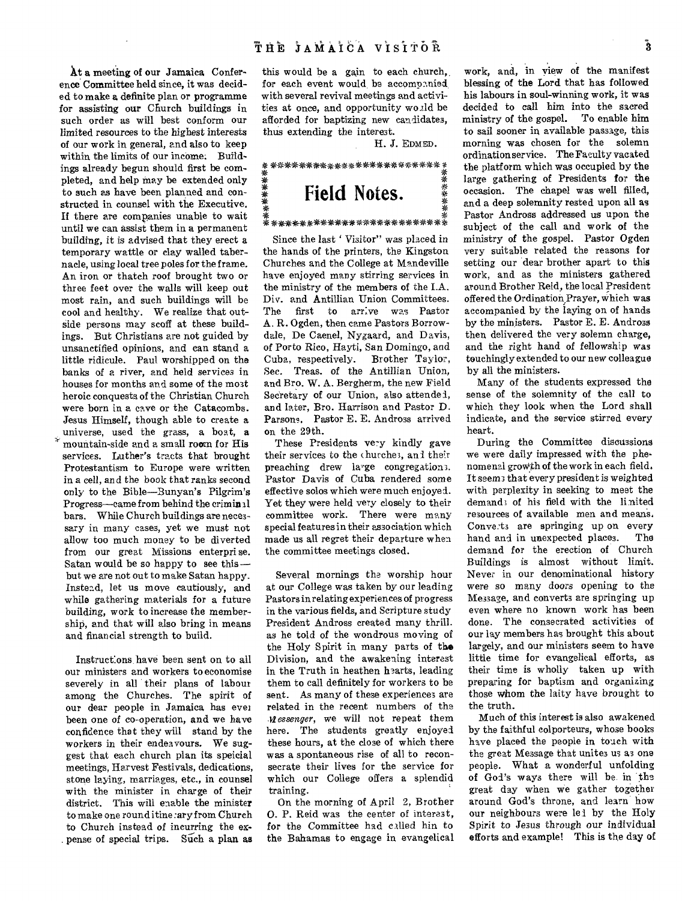At a meeting of our Jamaica Conference Committee held since, it was decided to make a definite plan or programme for assisting our Church buildings in such order as will best conform our limited resources to the highest interests of our work in general, and also to keep within the limits of our income. Buildings already begun should first be completed, and help may be extended only to such as have been planned and constructed in counsel with the Executive. If there are companies unable to wait until we can assist them in a permanent building, it is advised that they erect a temporary wattle or clay walled tabernacle, using local tree poles for the frame. An iron or thatch roof brought two or three feet over the walls will keep out most rain, and such buildings will be cool and healthy. We realize that outside persons may scoff at these buildings. But Christians are not guided by unsanctified opinions, and can stand a little ridicule. Paul worshipped on the banks of a river, and held services in houses for months and some of the most heroic conquests of the Christian Church were born in a cave or the Catacombs. Jesus Himself, though able to create a universe, used the grass, a boat, a mountain-side and a small room for His services. Luther's tracts that brought Protestantism to Europe were written in a cell, and the book that ranks second only to the Bible—Bunyan's Pilgrim's Progress—came from behind the criminal bars. While Church buildings are necessary in many cases, yet we must not allow too much money to be diverted from our great Missions enterprise. Satan would be so happy to see this—but we are not out to make Satan happy. Instead, let us move cautiously, and while gathering materials for a future building, work to increase the membership, and that will also bring in means and financial strength to build.

Instructions have been sent on to all our ministers and workers to economise severely in all their plans of labour among the Churches. The spirit of our dear people in Jamaica has ever been one of co-operation, and we have confidence that they will stand by the workers in their endeavours. We suggest that each church plan its special meetings, Harvest Festivals, dedications, stone laying, marriages, etc., in counsel with the minister in charge of their district. This will enable the minister to make one round itinerary from Church to Church instead of incurring the expense of special trips. Such a plan as this would be a gain to each church, for each event would be accompanied with several revival meetings and activities at once, and opportunity would be afforded for baptizing new candidates, thus extending the interest.

H. J. EDMED.

## Field Notes.

Since the last 'Visitor" was placed in the hands of the printers, the Kingston Churches and the College at Mandeville have enjoyed many stirring services in the ministry of the members of the I.A. Div. and Antillian Union Committees. The first to arrive was Pastor A. R. Ogden, then came Pastors Borrowdale, De Caenel, Nygaard, and Davis, of Porto Rico, Hayti, San Domingo, and Cuba, respectively. Brother Taylor, Sec. Treas. of the Antillian Union, and Bro. W. A. Bergherm, the new Field Secretary of our Union, also attended, and later, Bro. Harrison and Pastor D. Parsons. Pastor E. E. Andross arrived on the 29th.

These Presidents very kindly gave their services to the churches, and their preaching drew large congregations. Pastor Davis of Cuba rendered some effective solos which were much enjoyed. Yet they were held very closely to their committee work. There were many special features in their association which made us all regret their departure when the committee meetings closed.

Several mornings the worship hour at our College was taken by our leading Pastors in relating experiences of progress in the various fields, and Scripture study. President Andross created many thrill as he told of the wondrous moving of the Holy Spirit in many parts of the Division, and the awakening interest in the Truth in heathen hearts, leading them to call definitely for workers to be sent. As many of these experiences are related in the recent numbers of the *Messenger*, we will not repeat them here. The students greatly enjoyed these hours, at the close of which there was a spontaneous rise of all to reconsecrate their lives for the service for which our College offers a splendid training.

On the morning of April 2, Brother O. P. Reid was the center of interest, for the Committee had called him to the Bahamas to engage in evangelical work, and, in view of the manifest blessing of the Lord that has followed his labours in soul-winning work, it was decided to call him into the sacred ministry of the gospel. To enable him to sail sooner in available passage, this morning was chosen for the solemn ordination service. The Faculty vacated the platform which was occupied by the large gathering of Presidents for the occasion. The chapel was well filled, and a deep solemnity rested upon all as Pastor Andross addressed us upon the subject of the call and work of the ministry of the gospel. Pastor Ogden very suitable related the reasons for setting our dear brother apart to this work, and as the ministers gathered around Brother Reid, the local President offered the Ordination Prayer, which was accompanied by the laying on of hands by the ministers. Pastor E. E. Andross then delivered the very solemn charge, and the right hand of fellowship was touchingly extended to our new colleague by all the ministers.

Many of the students expressed the sense of the solemnity of the call to which they look when the Lord shall indicate, and the service stirred every heart.

During the Committee discussions we were daily impressed with the phenomenal growth of the work in each field. It seems that every president is weighted with perplexity in seeking to meet the demands of his field with the limited resources of available men and means. Converts are springing up on every hand and in unexpected places. The demand for the erection of Church Buildings is almost without limit. Never in our denominational history were so many doors opening to the Message, and converts are springing up even where no known work has been done. The consecrated activities of our lay members has brought this about largely, and our ministers seem to have little time for evangelical efforts, as their time is wholly taken up with preparing for baptism and organizing those whom the laity have brought to the truth.

Much of this interest is also awakened by the faithful colporteurs, whose books have placed the people in touch with the great Message that unites us as one people. What a wonderful unfolding of God's ways there will be in the great day when we gather together around God's throne, and learn how our neighbours were led by the Holy Spirit to Jesus through our individual efforts and example! This is the day of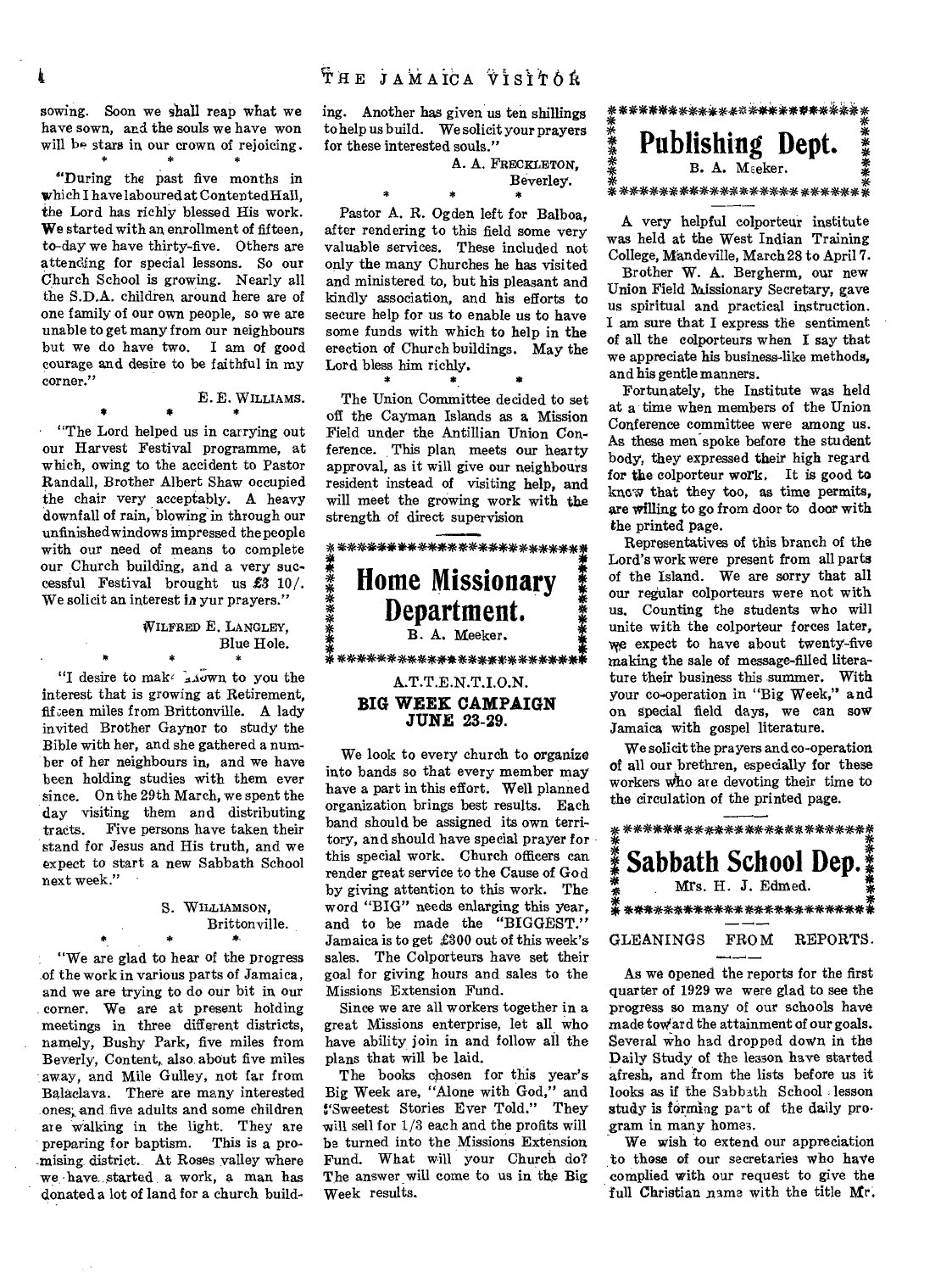sowing. Soon we shall reap what we have sown, and the souls we have won will be stars in our crown of rejoicing.

\* \* \*

"During the past five months in which I have laboured at Contented Hall, the Lord has richly blessed His work. We started with an enrollment of fifteen, to-day we have thirty-five. Others are attending for special lessons. So our Church School is growing. Nearly all the S.D.A. children around here are of one family of our own people, so we are unable to get many from our neighbours but we do have two. I am of good courage and desire to be faithful in my corner."

E. E. WILLIAMS.

\* \* \*

"The Lord helped us in carrying out our Harvest Festival programme, at which, owing to the accident to Pastor Randall, Brother Albert Shaw occupied the chair very acceptably. A heavy downfall of rain, blowing in through our unfinished windows impressed the people with our need of means to complete our Church building, and a very successful Festival brought us £3 10/. We solicit an interest in yur prayers."

WILFRED E. LANGLEY,
Blue Hole.

\* \* \*

"I desire to make known to you the interest that is growing at Retirement, fifteen miles from Brittonville. A lady invited Brother Gaynor to study the Bible with her, and she gathered a number of her neighbours in, and we have been holding studies with them ever since. On the 29th March, we spent the day visiting them and distributing tracts. Five persons have taken their stand for Jesus and His truth, and we expect to start a new Sabbath School next week."

S. WILLIAMSON,
Brittonville.

\* \* \*

"We are glad to hear of the progress of the work in various parts of Jamaica, and we are trying to do our bit in our corner. We are at present holding meetings in three different districts, namely, Bushy Park, five miles from Beverly, Content, also about five miles away, and Mile Gulley, not far from Balaclava. There are many interested ones, and five adults and some children are walking in the light. They are preparing for baptism. This is a promising district. At Roses valley where we have started a work, a man has donated a lot of land for a church building. Another has given us ten shillings to help us build. We solicit your prayers for these interested souls."

A. A. FRECKLETON,
Beverley.

\* \* \*

Pastor A. R. Ogden left for Balboa, after rendering to this field some very valuable services. These included not only the many Churches he has visited and ministered to, but his pleasant and kindly association, and his efforts to secure help for us to enable us to have some funds with which to help in the erection of Church buildings. May the Lord bless him richly.

\* \* \*

The Union Committee decided to set off the Cayman Islands as a Mission Field under the Antillian Union Conference. This plan meets our hearty approval, as it will give our neighbours resident instead of visiting help, and will meet the growing work with the strength of direct supervision

## Home Missionary Department.

B. A. Meeker.

### A.T.T.E.N.T.I.O.N.
### BIG WEEK CAMPAIGN JUNE 23-29.

We look to every church to organize into bands so that every member may have a part in this effort. Well planned organization brings best results. Each band should be assigned its own territory, and should have special prayer for this special work. Church officers can render great service to the Cause of God by giving attention to this work. The word "BIG" needs enlarging this year, and to be made the "BIGGEST." Jamaica is to get £300 out of this week's sales. The Colporteurs have set their goal for giving hours and sales to the Missions Extension Fund.

Since we are all workers together in a great Missions enterprise, let all who have ability join in and follow all the plans that will be laid.

The books chosen for this year's Big Week are, "Alone with God," and "Sweetest Stories Ever Told." They will sell for 1/3 each and the profits will be turned into the Missions Extension Fund. What will your Church do? The answer will come to us in the Big Week results.

## Publishing Dept.

B. A. Meeker.

A very helpful colporteur institute was held at the West Indian Training College, Mandeville, March 28 to April 7.

Brother W. A. Bergherm, our new Union Field Missionary Secretary, gave us spiritual and practical instruction. I am sure that I express the sentiment of all the colporteurs when I say that we appreciate his business-like methods, and his gentle manners.

Fortunately, the Institute was held at a time when members of the Union Conference committee were among us. As these men spoke before the student body, they expressed their high regard for the colporteur work. It is good to know that they too, as time permits, are willing to go from door to door with the printed page.

Representatives of this branch of the Lord's work were present from all parts of the Island. We are sorry that all our regular colporteurs were not with us. Counting the students who will unite with the colporteur forces later, we expect to have about twenty-five making the sale of message-filled literature their business this summer. With your co-operation in "Big Week," and on special field days, we can sow Jamaica with gospel literature.

We solicit the prayers and co-operation of all our brethren, especially for these workers who are devoting their time to the circulation of the printed page.

## Sabbath School Dep.

Mrs. H. J. Edmed.

### GLEANINGS FROM REPORTS.

As we opened the reports for the first quarter of 1929 we were glad to see the progress so many of our schools have made toward the attainment of our goals. Several who had dropped down in the Daily Study of the lesson have started afresh, and from the lists before us it looks as if the Sabbath School lesson study is forming part of the daily program in many homes.

We wish to extend our appreciation to those of our secretaries who have complied with our request to give the full Christian name with the title Mr.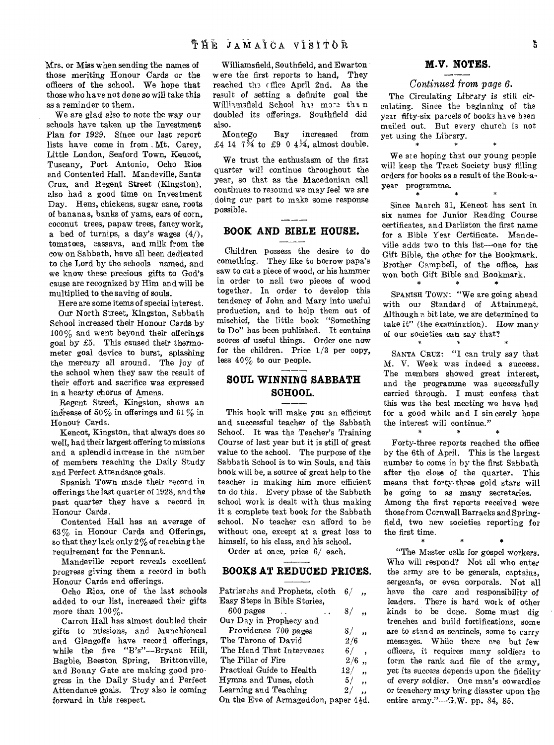Mrs. or Miss when sending the names of those meriting Honour Cards or the officers of the school. We hope that those who have not done so will take this as a reminder to them.

We are glad also to note the way our schools have taken up the Investment Plan for 1929. Since our last report lists have come in from Mt. Carey, Little London, Seaford Town, Kencot, Tuscany, Port Antonio, Ocho Rios and Contented Hall. Mandeville, Santa Cruz, and Regent Street (Kingston), also had a good time on Investment Day. Hens, chickens, sugar cane, roots of bananas, banks of yams, ears of corn, coconut trees, papaw trees, fancy work, a bed of turnips, a day's wages (4/), tomatoes, cassava, and milk from the cow on Sabbath, have all been dedicated to the Lord by the schools named, and we know these precious gifts to God's cause are recognized by Him and will be multiplied to the saving of souls.

Here are some items of special interest.

Our North Street, Kingston, Sabbath School increased their Honour Cards by 100% and went beyond their offerings goal by £5. This caused their thermometer goal device to burst, splashing the mercury all around. The joy of the school when they saw the result of their effort and sacrifice was expressed in a hearty chorus of Amens.

Regent Street, Kingston, shows an increase of 50% in offerings and 61% in Honour Cards.

Kencot, Kingston, that always does so well, had their largest offering to missions and a splendid increase in the number of members reaching the Daily Study and Perfect Attendance goals.

Spanish Town made their record in offerings the last quarter of 1928, and the past quarter they have a record in Honour Cards.

Contented Hall has an average of 63% in Honour Cards and Offerings, so that they lack only 2% of reaching the requirement for the Pennant.

Mandeville report reveals excellent progress giving them a record in both Honour Cards and offerings.

Ocho Rios, one of the last schools added to our list, increased their gifts more than 100%.

Carron Hall has almost doubled their gifts to missions, and Manchioneal and Glengoffe have record offerings, while the five "B's"—Bryant Hill, Bagbie, Beeston Spring, Brittonville, and Bonny Gate are making good progress in the Daily Study and Perfect Attendance goals. Troy also is coming forward in this respect.

Williamsfield, Southfield, and Ewarton were the first reports to hand, They reached the office April 2nd. As the result of setting a definite goal the Williamsfield School has more than doubled its offerings. Southfield did also.

Montego Bay increased from £4 14 7¾ to £9 0 4¼, almost double.

We trust the enthusiasm of the first quarter will continue throughout the year, so that as the Macedonian call continues to resound we may feel we are doing our part to make some response possible.

## BOOK AND BIBLE HOUSE.

Children possess the desire to do something. They like to borrow papa's saw to cut a piece of wood, or his hammer in order to nail two pieces of wood together. In order to develop this tendency of John and Mary into useful production, and to help them out of mischief, the little book "Something to Do" has been published. It contains scores of useful things. Order one now for the children. Price 1/3 per copy, less 40% to our people.

## SOUL WINNING SABBATH SCHOOL.

This book will make you an efficient and successful teacher of the Sabbath School. It was the Teacher's Training Course of last year but it is still of great value to the school. The purpose of the Sabbath School is to win Souls, and this book will be, a source of great help to the teacher in making him more efficient to do this. Every phase of the Sabbath school work is dealt with thus making it a complete text book for the Sabbath school. No teacher can afford to be without one, except at a great loss to himself, to his class, and his school.

Order at once, price 6/ each.

## BOOKS AT REDUCED PRICES.

| | |
|---|---|
| Patriarchs and Prophets, cloth | 6/ ,, |
| Easy Steps in Bible Stories, 600 pages | 8/ ,, |
| Our Day in Prophecy and Providence 700 pages | 8/ ,, |
| The Throne of David | 2/6 |
| The Hand That Intervenes | 6/ ,, |
| The Pillar of Fire | 2/6 ,, |
| Practical Guide to Health | 12/ ,, |
| Hymns and Tunes, cloth | 5/ ,, |
| Learning and Teaching | 2/ ,, |
| On the Eve of Armageddon, paper | 4½d. |

## M.V. NOTES.

*Continued from page 6.*

The Circulating Library is still circulating. Since the beginning of the year fifty-six parcels of books have been mailed out. But every church is not yet using the Library.

\* \* \*

We are hoping that our young people will keep the Tract Society busy filling orders for books as a result of the Book-a-year programme.

\* \* \*

Since March 31, Kencot has sent in six names for Junior Reading Course certificates, and Darliston the first name for a Bible Year Certificate. Mandeville adds two to this list—one for the Gift Bible, the other for the Bookmark. Brother Campbell, of the office, has won both Gift Bible and Bookmark.

\* \* \*

SPANISH TOWN: "We are going ahead with our Standard of Attainment. Although a bit late, we are determined to take it" (the examination). How many of our societies can say that?

\* \* \*

SANTA CRUZ: "I can truly say that M. V. Week was indeed a success. The members showed great interest, and the programme was successfully carried through. I must confess that this was the best meeting we have had for a good while and I sincerely hope the interest will continue."

\* \* \*

Forty-three reports reached the office by the 6th of April. This is the largest number to come in by the first Sabbath after the close of the quarter. This means that forty-three gold stars will be going to as many secretaries. Among the first reports received were those from Cornwall Barracks and Springfield, two new societies reporting for the first time.

\* \* \*

"The Master calls for gospel workers. Who will respond? Not all who enter the army are to be generals, captains, sergeants, or even corporals. Not all have the care and responsibility of leaders. There is hard work of other kinds to be done. Some must dig trenches and build fortifications, some are to stand as sentinels, some to carry messages. While there are but few officers, it requires many soldiers to form the rank and file of the army, yet its success depends upon the fidelity of every soldier. One man's cowardice or treachery may bring disaster upon the entire army."—G.W. pp. 84, 85.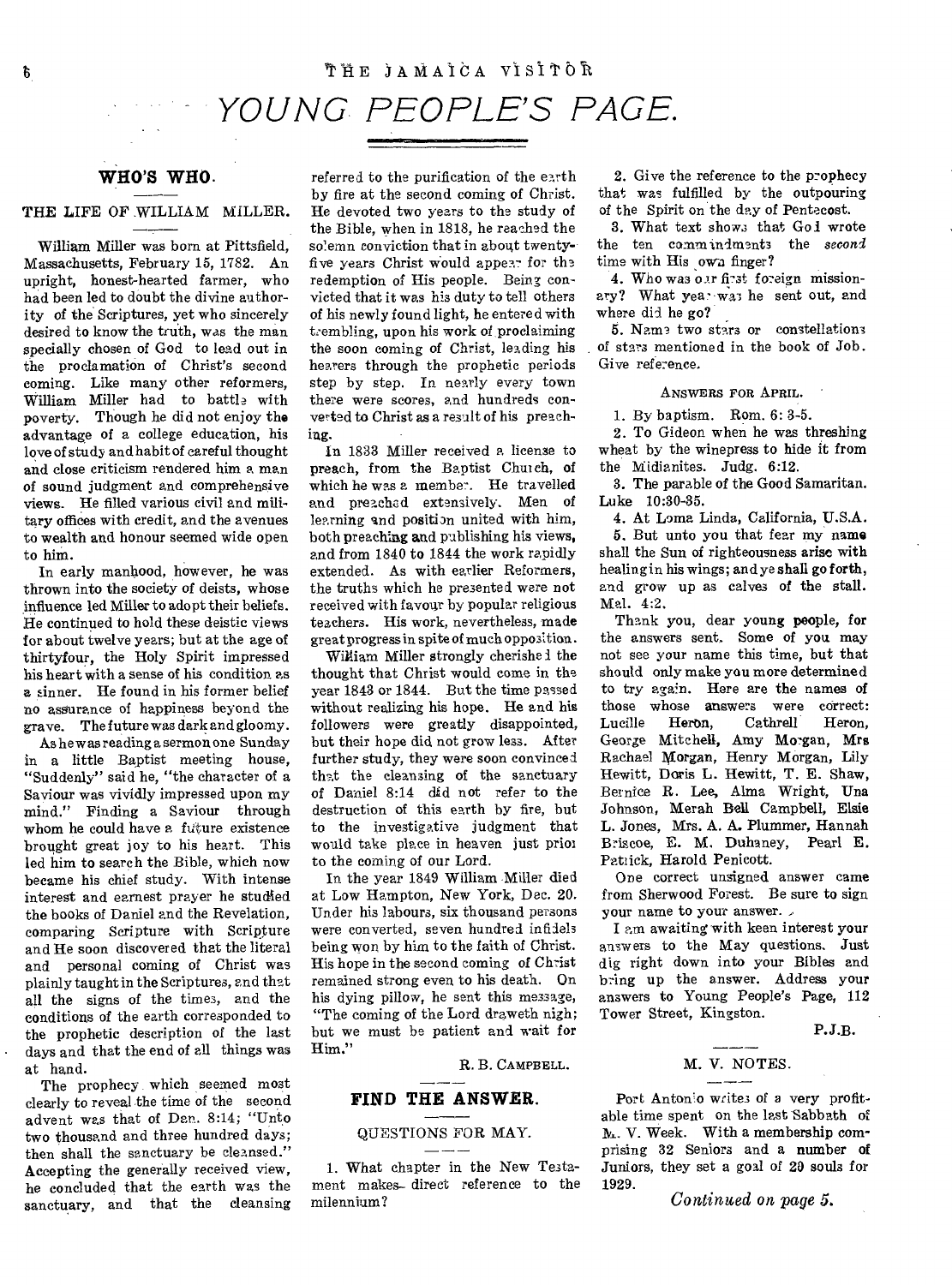# YOUNG PEOPLE'S PAGE.

## WHO'S WHO.

### THE LIFE OF WILLIAM MILLER.

William Miller was born at Pittsfield, Massachusetts, February 15, 1782. An upright, honest-hearted farmer, who had been led to doubt the divine authority of the Scriptures, yet who sincerely desired to know the truth, was the man specially chosen of God to lead out in the proclamation of Christ's second coming. Like many other reformers, William Miller had to battle with poverty. Though he did not enjoy the advantage of a college education, his love of study and habit of careful thought and close criticism rendered him a man of sound judgment and comprehensive views. He filled various civil and military offices with credit, and the avenues to wealth and honour seemed wide open to him.

In early manhood, however, he was thrown into the society of deists, whose influence led Miller to adopt their beliefs. He continued to hold these deistic views for about twelve years; but at the age of thirtyfour, the Holy Spirit impressed his heart with a sense of his condition as a sinner. He found in his former belief no assurance of happiness beyond the grave. The future was dark and gloomy.

As he was reading a sermon one Sunday in a little Baptist meeting house, "Suddenly" said he, "the character of a Saviour was vividly impressed upon my mind." Finding a Saviour through whom he could have a future existence brought great joy to his heart. This led him to search the Bible, which now became his chief study. With intense interest and earnest prayer he studied the books of Daniel and the Revelation, comparing Scripture with Scripture and He soon discovered that the literal and personal coming of Christ was plainly taught in the Scriptures, and that all the signs of the times, and the conditions of the earth corresponded to the prophetic description of the last days and that the end of all things was at hand.

The prophecy which seemed most clearly to reveal the time of the second advent was that of Dan. 8:14; "Unto two thousand and three hundred days; then shall the sanctuary be cleansed." Accepting the generally received view, he concluded that the earth was the sanctuary, and that the cleansing referred to the purification of the earth by fire at the second coming of Christ. He devoted two years to the study of the Bible, when in 1818, he reached the solemn conviction that in about twenty-five years Christ would appear for the redemption of His people. Being convicted that it was his duty to tell others of his newly found light, he entered with trembling, upon his work of proclaiming the soon coming of Christ, leading his hearers through the prophetic periods step by step. In nearly every town there were scores, and hundreds converted to Christ as a result of his preaching.

In 1833 Miller received a license to preach, from the Baptist Church, of which he was a member. He travelled and preached extensively. Men of learning and position united with him, both preaching and publishing his views, and from 1840 to 1844 the work rapidly extended. As with earlier Reformers, the truths which he presented were not received with favour by popular religious teachers. His work, nevertheless, made great progress in spite of much opposition.

William Miller strongly cherished the thought that Christ would come in the year 1843 or 1844. But the time passed without realizing his hope. He and his followers were greatly disappointed, but their hope did not grow less. After further study, they were soon convinced that the cleansing of the sanctuary of Daniel 8:14 did not refer to the destruction of this earth by fire, but to the investigative judgment that would take place in heaven just prior to the coming of our Lord.

In the year 1849 William Miller died at Low Hampton, New York, Dec. 20. Under his labours, six thousand persons were converted, seven hundred infidels being won by him to the faith of Christ. His hope in the second coming of Christ remained strong even to his death. On his dying pillow, he sent this message, "The coming of the Lord draweth nigh; but we must be patient and wait for Him."

R. B. CAMPBELL.

## FIND THE ANSWER.

### QUESTIONS FOR MAY.

1. What chapter in the New Testament makes direct reference to the millennium?

2. Give the reference to the prophecy that was fulfilled by the outpouring of the Spirit on the day of Pentecost.

3. What text shows that God wrote the ten commandments the *second* time with His own finger?

4. Who was our first foreign missionary? What year was he sent out, and where did he go?

5. Name two stars or constellations of stars mentioned in the book of Job. Give reference.

### ANSWERS FOR APRIL.

1. By baptism. Rom. 6: 3-5.

2. To Gideon when he was threshing wheat by the winepress to hide it from the Midianites. Judg. 6:12.

3. The parable of the Good Samaritan. Luke 10:30-35.

4. At Loma Linda, California, U.S.A.

5. But unto you that fear my name shall the Sun of righteousness arise with healing in his wings; and ye shall go forth, and grow up as calves of the stall. Mal. 4:2.

Thank you, dear young people, for the answers sent. Some of you may not see your name this time, but that should only make you more determined to try again. Here are the names of those whose answers were correct: Lucille Heron, Cathrell Heron, George Mitchell, Amy Morgan, Mrs Rachael Morgan, Henry Morgan, Lily Hewitt, Doris L. Hewitt, T. E. Shaw, Bernice R. Lee, Alma Wright, Una Johnson, Merah Bell Campbell, Elsie L. Jones, Mrs. A. A. Plummer, Hannah Briscoe, E. M. Duhaney, Pearl E. Patrick, Harold Penicott.

One correct unsigned answer came from Sherwood Forest. Be sure to sign your name to your answer.

I am awaiting with keen interest your answers to the May questions. Just dig right down into your Bibles and bring up the answer. Address your answers to Young People's Page, 112 Tower Street, Kingston.

P.J.B.

### M. V. NOTES.

Port Antonio writes of a very profitable time spent on the last Sabbath of M. V. Week. With a membership comprising 32 Seniors and a number of Juniors, they set a goal of 20 souls for 1929.

*Continued on page 5.*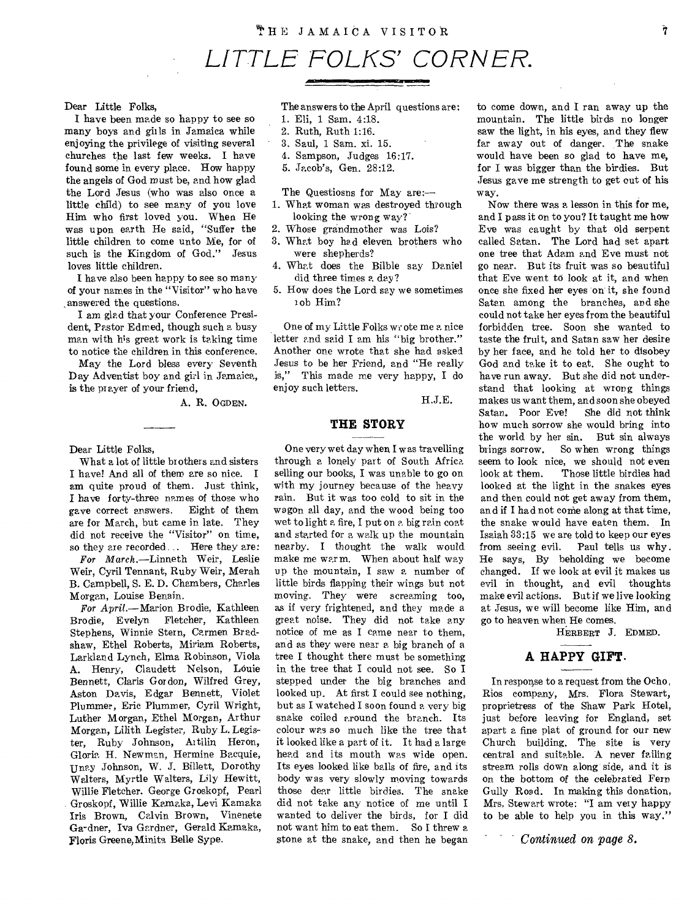# LITTLE FOLKS' CORNER.

Dear Little Folks,

I have been made so happy to see so many boys and gills in Jamaica while enjoying the privilege of visiting several churches the last few weeks. I have found some in every place. How happy the angels of God must be, and how glad the Lord Jesus (who was also once a little child) to see many of you love Him who first loved you. When He was upon earth He said, "Suffer the little children to come unto Me, for of such is the Kingdom of God." Jesus loves little children.

I have also been happy to see so many of your names in the "Visitor" who have answered the questions.

I am glad that your Conference President, Pastor Edmed, though such a busy man with his great work is taking time to notice the children in this conference.

May the Lord bless every Seventh Day Adventist boy and girl in Jamaica, is the prayer of your friend,

A. R. OGDEN.

---

Dear Little Folks,

What a lot of little brothers and sisters I have! And all of them are so nice. I am quite proud of them. Just think, I have forty-three names of those who gave correct answers. Eight of them are for March, but came in late. They did not receive the "Visitor" on time, so they are recorded... Here they are:

*For March.*—Linneth Weir, Leslie Weir, Cyril Tennant, Ruby Weir, Merah B. Campbell, S. E. D. Chambers, Charles Morgan, Louise Benain.

*For April.*—Marion Brodie, Kathleen Brodie, Evelyn Fletcher, Kathleen Stephens, Winnie Stern, Carmen Bradshaw, Ethel Roberts, Miriam Roberts, Larkland Lynch, Elma Robinson, Viola A. Henry, Claudett Nelson, Louie Bennett, Claris Gordon, Wilfred Grey, Aston Davis, Edgar Bennett, Violet Plummer, Eric Plummer, Cyril Wright, Luther Morgan, Ethel Morgan, Arthur Morgan, Lilith Legister, Ruby L. Legister, Ruby Johnson, Artilin Heron, Gloria H. Newman, Hermine Bacquie, Unay Johnson, W. J. Billett, Dorothy Walters, Myrtle Walters, Lily Hewitt, Willie Fletcher. George Groskopf, Pearl Groskopf, Willie Kamaka, Levi Kamaka Iris Brown, Calvin Brown, Vinenete Gardner, Iva Gardner, Gerald Kamaka, Floris Greene, Minita Belle Sype.

The answers to the April questions are:

1. Eli, 1 Sam. 4:18.
2. Ruth, Ruth 1:16.
3. Saul, 1 Sam. xi. 15.
4. Sampson, Judges 16:17.
5. Jacob's, Gen. 28:12.

The Questiosns for May are:—

1. What woman was destroyed through looking the wrong way?
2. Whose grandmother was Lois?
3. What boy had eleven brothers who were shepherds?
4. What does the Bilble say Daniel did three times a day?
5. How does the Lord say we sometimes rob Him?

One of my Little Folks wrote me a nice letter and said I am his "big brother." Another one wrote that she had asked Jesus to be her Friend, and "He really is," This made me very happy, I do enjoy such letters.

H.J.E.

## THE STORY

One very wet day when I was travelling through a lonely part of South Africa selling our books, I was unable to go on with my journey because of the heavy rain. But it was too cold to sit in the wagon all day, and the wood being too wet to light a fire, I put on a big rain coat and started for a walk up the mountain nearby. I thought the walk would make me warm. When about half way up the mountain, I saw a number of little birds flapping their wings but not moving. They were screaming too, as if very frightened, and they made a great noise. They did not take any notice of me as I came near to them, and as they were near a big branch of a tree I thought there must be something in the tree that I could not see. So I stepped under the big branches and looked up. At first I could see nothing, but as I watched I soon found a very big snake coiled around the branch. Its colour was so much like the tree that it looked like a part of it. It had a large head and its mouth was wide open. Its eyes looked like balls of fire, and its body was very slowly moving towards those dear little birdies. The snake did not take any notice of me until I wanted to deliver the birds, for I did not want him to eat them. So I threw a stone at the snake, and then he began to come down, and I ran away up the mountain. The little birds no longer saw the light, in his eyes, and they flew far away out of danger. The snake would have been so glad to have me, for I was bigger than the birdies. But Jesus gave me strength to get out of his way.

Now there was a lesson in this for me, and I pass it on to you? It taught me how Eve was caught by that old serpent called Satan. The Lord had set apart one tree that Adam and Eve must not go near. But its fruit was so beautiful that Eve went to look at it, and when once she fixed her eyes on it, she found Satan among the branches, and she could not take her eyes from the beautiful forbidden tree. Soon she wanted to taste the fruit, and Satan saw her desire by her face, and he told her to disobey God and take it to eat. She ought to have run away. But she did not understand that looking at wrong things makes us want them, and soon she obeyed Satan. Poor Eve! She did not think how much sorrow she would bring into the world by her sin. But sin always brings sorrow. So when wrong things seem to look nice, we should not even look at them. Those little birdies had looked at the light in the snakes eyes and then could not get away from them, and if I had not come along at that time, the snake would have eaten them. In Isaiah 33:15 we are told to keep our eyes from seeing evil. Paul tells us why. He says, By beholding we become changed. If we look at evil it makes us evil in thought, and evil thoughts make evil actions. But if we live looking at Jesus, we will become like Him, and go to heaven when He comes.

HERBERT J. EDMED.

## A HAPPY GIFT.

In response to a request from the Ocho Rios company, Mrs. Flora Stewart, proprietress of the Shaw Park Hotel, just before leaving for England, set apart a fine plat of ground for our new Church building. The site is very central and suitable. A never failing stream rolls down along side, and it is on the bottom of the celebrated Fern Gully Road. In making this donation, Mrs. Stewart wrote: "I am very happy to be able to help you in this way."

*Continued on page 8.*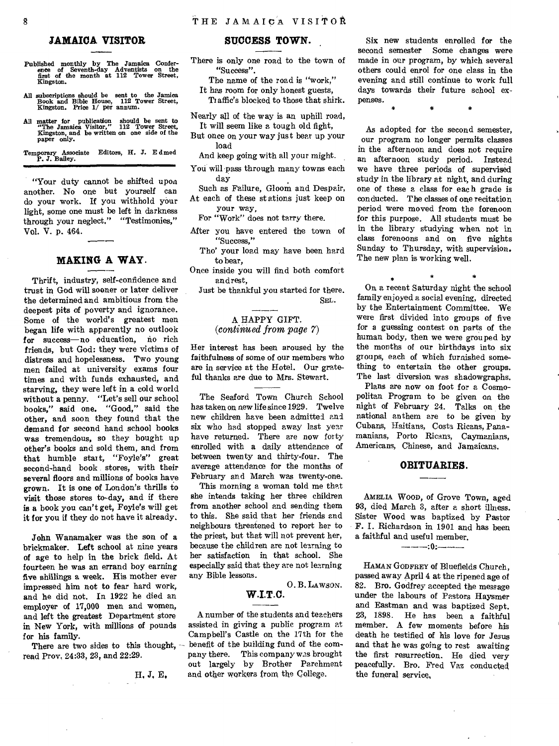## JAMAICA VISITOR

Published monthly by The Jamaica Conference of Seventh-day Adventists on the first of the month at 112 Tower Street, Kingston.

All subscriptions should be sent to the Jamica Book and Bible House, 112 Tower Street, Kingston. Price 1/ per annum.

All matter for publication should be sent to "The Jamaica Visitor," 112 Tower Street, Kingston, and be written on one side of the paper only.

Temporary Associate Editors, H. J. Edmed P. J. Bailey.

"Your duty cannot be shifted upon another. No one but yourself can do your work. If you withhold your light, some one must be left in darkness through your neglect." "Testimonies," Vol. V. p. 464.

## MAKING A WAY.

Thrift, industry, self-confidence and trust in God will sooner or later deliver the determined and ambitious from the deepest pits of poverty and ignorance. Some of the world's greatest men began life with apparently no outlook for success—no education, no rich friends, but God: they were victims of distress and hopelessness. Two young men failed at university exams four times and with funds exhausted, and starving, they were left in a cold world without a penny. "Let's sell our school books," said one. "Good," said the other, and soon they found that the demand for second hand school books was tremendous, so they bought up other's books and sold them, and from that humble start, "Foyle's" great second-hand book stores, with their several floors and millions of books have grown. It is one of London's thrills to visit those stores to-day, and if there is a book you can't get, Foyle's will get it for you if they do not have it already.

John Wanamaker was the son of a brickmaker. Left school at nine years of age to help in the brick field. At fourteen he was an errand boy earning five shillings a week. His mother ever impressed him not to fear hard work, and he did not. In 1922 he died an employer of 17,000 men and women, and left the greatest Department store in New York, with millions of pounds for his family.

There are two sides to this thought, read Prov. 24:33, 23, and 22:29.

H. J. E.

## SUCCESS TOWN.

There is only one road to the town of "Success".  
The name of the road is "work,"  
It has room for only honest guests,  
Traffic's blocked to those that shirk.

Nearly all of the way is an uphill road,  
It will seem like a tough old fight,  
But once on your way just bear up your load  
And keep going with all your might.

You will pass through many towns each day  
Such as Failure, Gloom and Despair,  
At each of these stations just keep on your way,  
For "Work" does not tarry there.

After you have entered the town of "Success,"  
Tho' your load may have been hard to bear,  
Once inside you will find both comfort and rest,  
Just be thankful you started for there.

SEL.

### A HAPPY GIFT.
*(continued from page 7)*

Her interest has been aroused by the faithfulness of some of our members who are in service at the Hotel. Our grateful thanks are due to Mrs. Stewart.

The Seaford Town Church School has taken on new life since 1929. Twelve new children have been admitted and six who had stopped away last year have returned. There are now forty enrolled with a daily attendance of between twenty and thirty-four. The average attendance for the months of February and March was twenty-one.

This morning a woman told me that she intends taking her three children from another school and sending them to this. She said that her friends and neighbours threatened to report her to the priest, but that will not prevent her, because the children are not learning to her satisfaction in that school. She especially said that they are not learning any Bible lessons.

O. B. LAWSON.

### W.I.T.C.

A number of the students and teachers assisted in giving a public program at Campbell's Castle on the 17th for the benefit of the building fund of the company there. This company was brought out largely by Brother Parchment and other workers from the College.

Six new students enrolled for the second semester Some changes were made in our program, by which several others could enrol for one class in the evening and still continue to work full days towards their future school expenses.

\* \* \*

As adopted for the second semester, our program no longer permits classes in the afternoon and does not require an afternoon study period. Instead we have three periods of supervised study in the library at night, and during one of these a class for each grade is conducted. The classes of one recitation period were moved from the forenoon for this purpose. All students must be in the library studying when not in class forenoons and on five nights Sunday to Thursday, with supervision. The new plan is working well.

\* \* \*

On a recent Saturday night the school family enjoyed a social evening, directed by the Entertainment Committee. We were first divided into groups of five for a guessing contest on parts of the human body, then we were grouped by the months of our birthdays into six groups, each of which furnished something to entertain the other groups. The last diversion was shadowgraphs.

Plans are now on foot for a Cosmopolitan Program to be given on the night of February 24. Talks on the national anthem are to be given by Cubans, Haitians, Costa Ricans, Panamanians, Porto Ricans, Caymanians, Americans, Chinese, and Jamaicans.

## OBITUARIES.

AMELIA WOOD, of Grove Town, aged 93, died March 3, after a short illness. Sister Wood was baptized by Pastor F. I. Richardson in 1901 and has been a faithful and useful member.

———:0:———

HAMAN GODFREY of Bluefields Church, passed away April 4 at the ripened age of 82. Bro. Godfrey accepted the message under the labours of Pastors Haysmer and Eastman and was baptized Sept. 23, 1898. He has been a faithful member. A few moments before his death he testified of his love for Jesus and that he was going to rest awaiting the first resurrection. He died very peacefully. Bro. Fred Vaz conducted the funeral service.